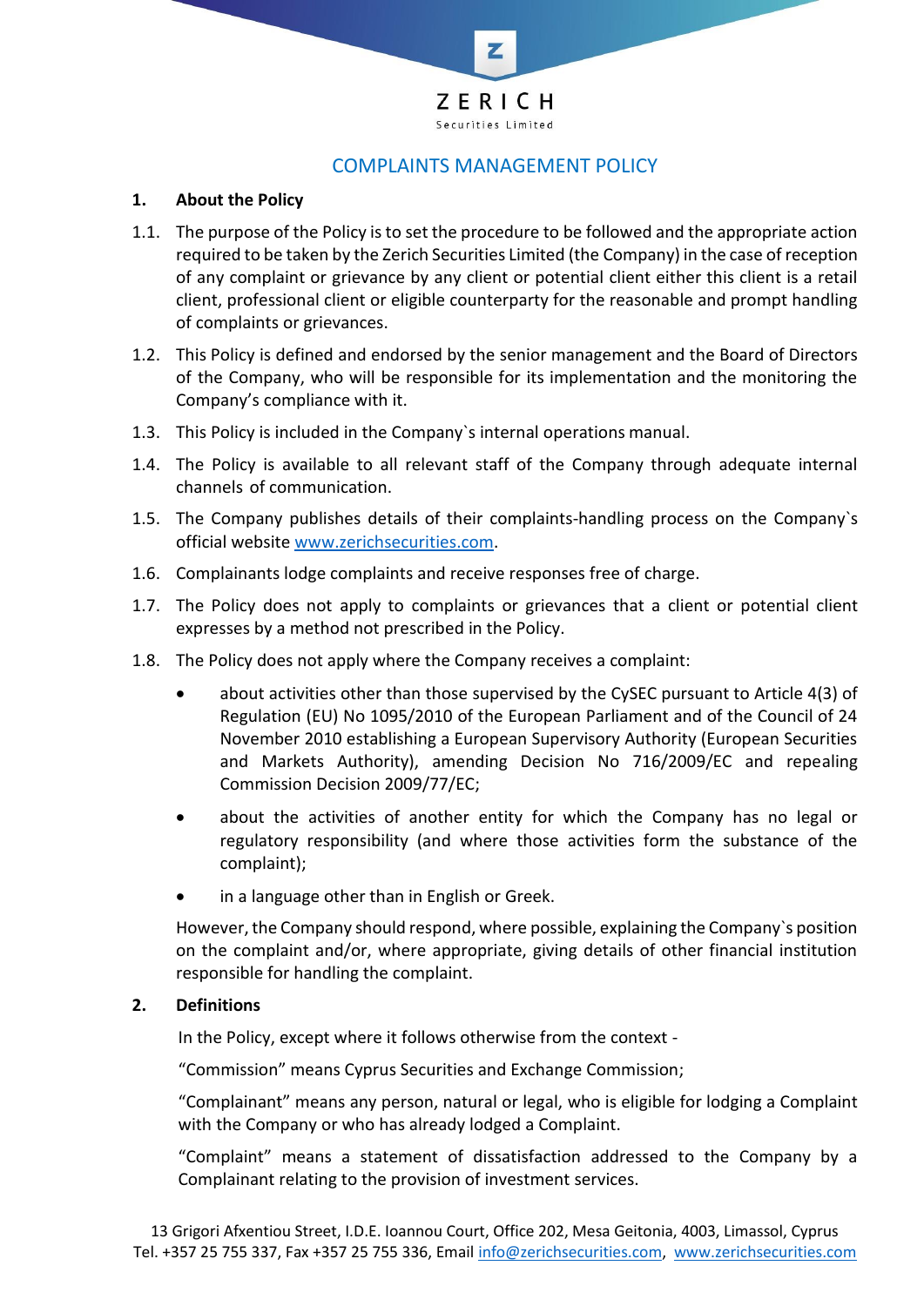# COMPLAINTS MANAGEMENT POLICY

## 1. About the Policy

1.1. The purpose of the Policy is to set the procedure to be followed and the appropriate action required to be taken by the Zerich Securities Limited (the Company) in the case of reception of any complaint or grievance by any client or potential client either this client is a retail client, professional client or eligible counterparty for the reasonable and prompt handling of complaints or grievances.

1.2. This Policy is defined and endorsed by the senior management and the Board of Directors of the Company, who will be responsible for its implementation and the monitoring the Company's compliance with it.

1.3. This Policy is included in the Company`s internal operations manual.

1.4. The Policy is available to all relevant staff of the Company through adequate internal channels of communication.

1.5. The Company publishes details of their complaints-handling process on the Company`s official website www.zerichsecurities.com.

1.6. Complainants lodge complaints and receive responses free of charge.

1.7. The Policy does not apply to complaints or grievances that a client or potential client expresses by a method not prescribed in the Policy.

1.8. The Policy does not apply where the Company receives a complaint:

- about activities other than those supervised by the CySEC pursuant to Article 4(3) of Regulation (EU) No 1095/2010 of the European Parliament and of the Council of 24 November 2010 establishing a European Supervisory Authority (European Securities and Markets Authority), amending Decision No 716/2009/EC and repealing Commission Decision 2009/77/EC;
- about the activities of another entity for which the Company has no legal or regulatory responsibility (and where those activities form the substance of the complaint);
- in a language other than in English or Greek.

However, the Company should respond, where possible, explaining the Company`s position on the complaint and/or, where appropriate, giving details of other financial institution responsible for handling the complaint.

## 2. Definitions

In the Policy, except where it follows otherwise from the context -

"Commission" means Cyprus Securities and Exchange Commission;

"Complainant" means any person, natural or legal, who is eligible for lodging a Complaint with the Company or who has already lodged a Complaint.

"Complaint" means a statement of dissatisfaction addressed to the Company by a Complainant relating to the provision of investment services.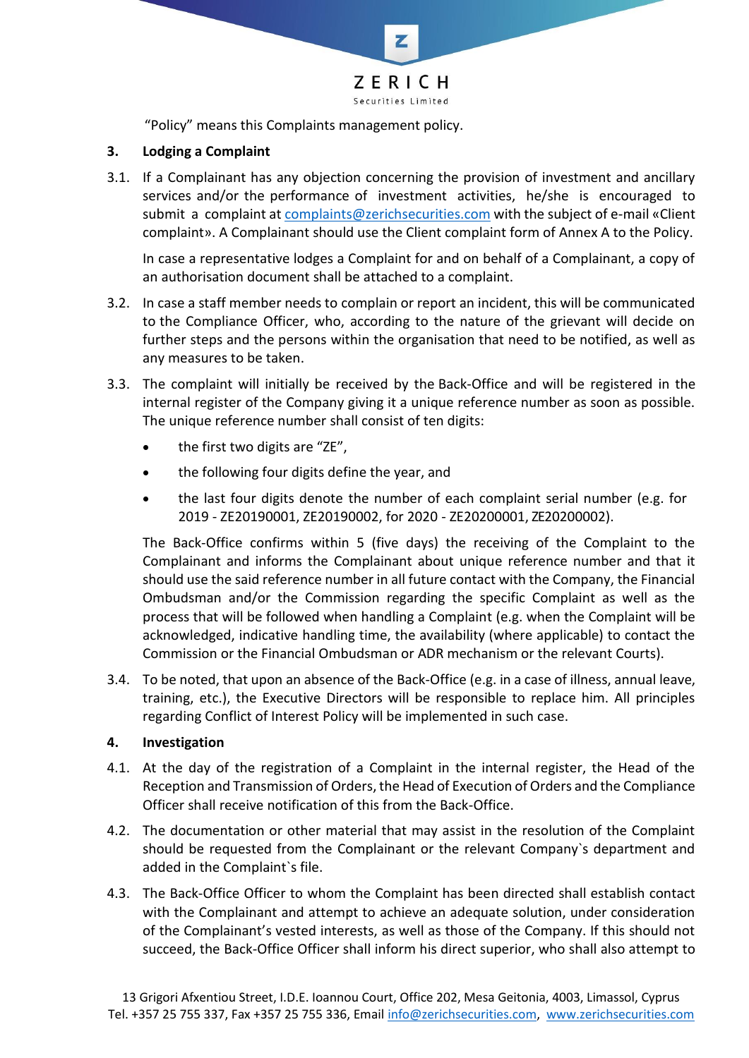"Policy" means this Complaints management policy.

## 3. Lodging a Complaint

3.1. If a Complainant has any objection concerning the provision of investment and ancillary services and/or the performance of investment activities, he/she is encouraged to submit a complaint at complaints@zerichsecurities.com with the subject of e-mail «Client complaint». A Complainant should use the Client complaint form of Annex A to the Policy.

In case a representative lodges a Complaint for and on behalf of a Complainant, a copy of an authorisation document shall be attached to a complaint.

3.2. In case a staff member needs to complain or report an incident, this will be communicated to the Compliance Officer, who, according to the nature of the grievant will decide on further steps and the persons within the organisation that need to be notified, as well as any measures to be taken.

3.3. The complaint will initially be received by the Back-Office and will be registered in the internal register of the Company giving it a unique reference number as soon as possible. The unique reference number shall consist of ten digits:

- the first two digits are "ZE",
- the following four digits define the year, and
- the last four digits denote the number of each complaint serial number (e.g. for 2019 - ZE20190001, ZE20190002, for 2020 - ZE20200001, ZE20200002).

The Back-Office confirms within 5 (five days) the receiving of the Complaint to the Complainant and informs the Complainant about unique reference number and that it should use the said reference number in all future contact with the Company, the Financial Ombudsman and/or the Commission regarding the specific Complaint as well as the process that will be followed when handling a Complaint (e.g. when the Complaint will be acknowledged, indicative handling time, the availability (where applicable) to contact the Commission or the Financial Ombudsman or ADR mechanism or the relevant Courts).

3.4. To be noted, that upon an absence of the Back-Office (e.g. in a case of illness, annual leave, training, etc.), the Executive Directors will be responsible to replace him. All principles regarding Conflict of Interest Policy will be implemented in such case.

## 4. Investigation

4.1. At the day of the registration of a Complaint in the internal register, the Head of the Reception and Transmission of Orders, the Head of Execution of Orders and the Compliance Officer shall receive notification of this from the Back-Office.

4.2. The documentation or other material that may assist in the resolution of the Complaint should be requested from the Complainant or the relevant Company`s department and added in the Complaint`s file.

4.3. The Back-Office Officer to whom the Complaint has been directed shall establish contact with the Complainant and attempt to achieve an adequate solution, under consideration of the Complainant's vested interests, as well as those of the Company. If this should not succeed, the Back-Office Officer shall inform his direct superior, who shall also attempt to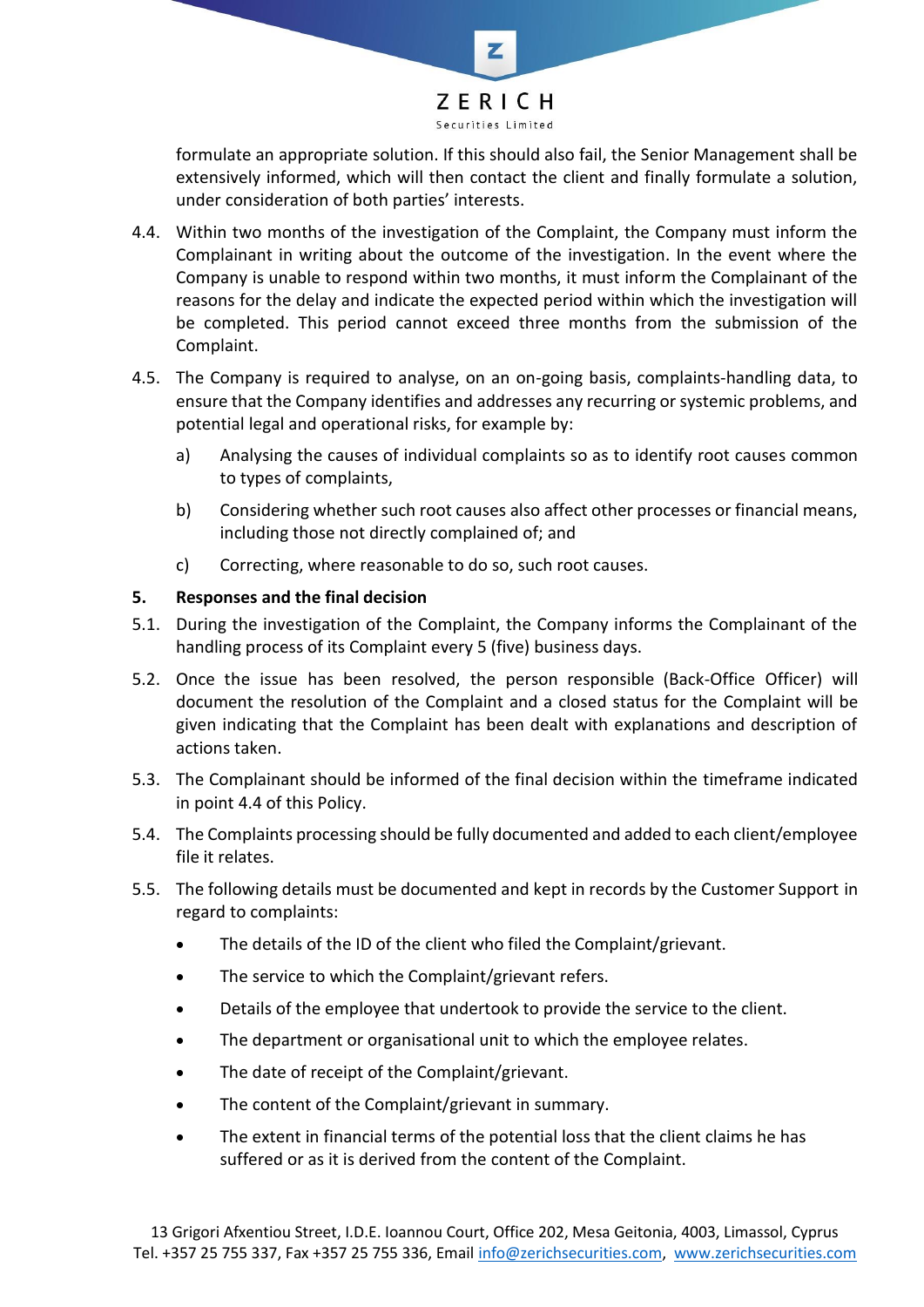formulate an appropriate solution. If this should also fail, the Senior Management shall be extensively informed, which will then contact the client and finally formulate a solution, under consideration of both parties' interests.

4.4. Within two months of the investigation of the Complaint, the Company must inform the Complainant in writing about the outcome of the investigation. In the event where the Company is unable to respond within two months, it must inform the Complainant of the reasons for the delay and indicate the expected period within which the investigation will be completed. This period cannot exceed three months from the submission of the Complaint.

4.5. The Company is required to analyse, on an on-going basis, complaints-handling data, to ensure that the Company identifies and addresses any recurring or systemic problems, and potential legal and operational risks, for example by:

a) Analysing the causes of individual complaints so as to identify root causes common to types of complaints,

b) Considering whether such root causes also affect other processes or financial means, including those not directly complained of; and

c) Correcting, where reasonable to do so, such root causes.

## 5. Responses and the final decision

5.1. During the investigation of the Complaint, the Company informs the Complainant of the handling process of its Complaint every 5 (five) business days.

5.2. Once the issue has been resolved, the person responsible (Back-Office Officer) will document the resolution of the Complaint and a closed status for the Complaint will be given indicating that the Complaint has been dealt with explanations and description of actions taken.

5.3. The Complainant should be informed of the final decision within the timeframe indicated in point 4.4 of this Policy.

5.4. The Complaints processing should be fully documented and added to each client/employee file it relates.

5.5. The following details must be documented and kept in records by the Customer Support in regard to complaints:

- The details of the ID of the client who filed the Complaint/grievant.
- The service to which the Complaint/grievant refers.
- Details of the employee that undertook to provide the service to the client.
- The department or organisational unit to which the employee relates.
- The date of receipt of the Complaint/grievant.
- The content of the Complaint/grievant in summary.
- The extent in financial terms of the potential loss that the client claims he has suffered or as it is derived from the content of the Complaint.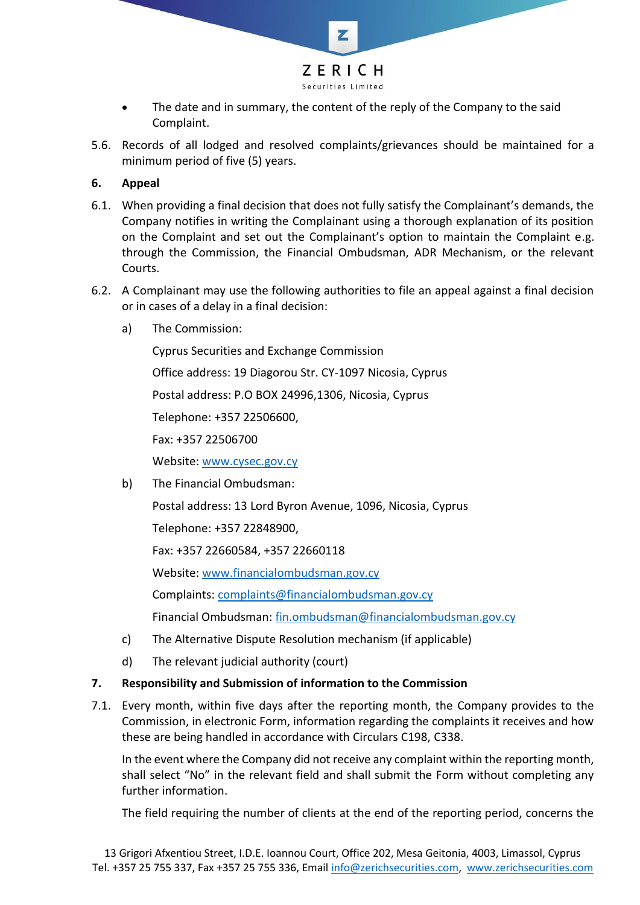- The date and in summary, the content of the reply of the Company to the said Complaint.

5.6. Records of all lodged and resolved complaints/grievances should be maintained for a minimum period of five (5) years.

## 6. Appeal

6.1. When providing a final decision that does not fully satisfy the Complainant's demands, the Company notifies in writing the Complainant using a thorough explanation of its position on the Complaint and set out the Complainant's option to maintain the Complaint e.g. through the Commission, the Financial Ombudsman, ADR Mechanism, or the relevant Courts.

6.2. A Complainant may use the following authorities to file an appeal against a final decision or in cases of a delay in a final decision:

a) The Commission:

Cyprus Securities and Exchange Commission

Office address: 19 Diagorou Str. CY-1097 Nicosia, Cyprus

Postal address: P.O BOX 24996,1306, Nicosia, Cyprus

Telephone: +357 22506600,

Fax: +357 22506700

Website: www.cysec.gov.cy

b) The Financial Ombudsman:

Postal address: 13 Lord Byron Avenue, 1096, Nicosia, Cyprus

Telephone: +357 22848900,

Fax: +357 22660584, +357 22660118

Website: www.financialombudsman.gov.cy

Complaints: complaints@financialombudsman.gov.cy

Financial Ombudsman: fin.ombudsman@financialombudsman.gov.cy

c) The Alternative Dispute Resolution mechanism (if applicable)

d) The relevant judicial authority (court)

## 7. Responsibility and Submission of information to the Commission

7.1. Every month, within five days after the reporting month, the Company provides to the Commission, in electronic Form, information regarding the complaints it receives and how these are being handled in accordance with Circulars C198, C338.

In the event where the Company did not receive any complaint within the reporting month, shall select "No" in the relevant field and shall submit the Form without completing any further information.

The field requiring the number of clients at the end of the reporting period, concerns the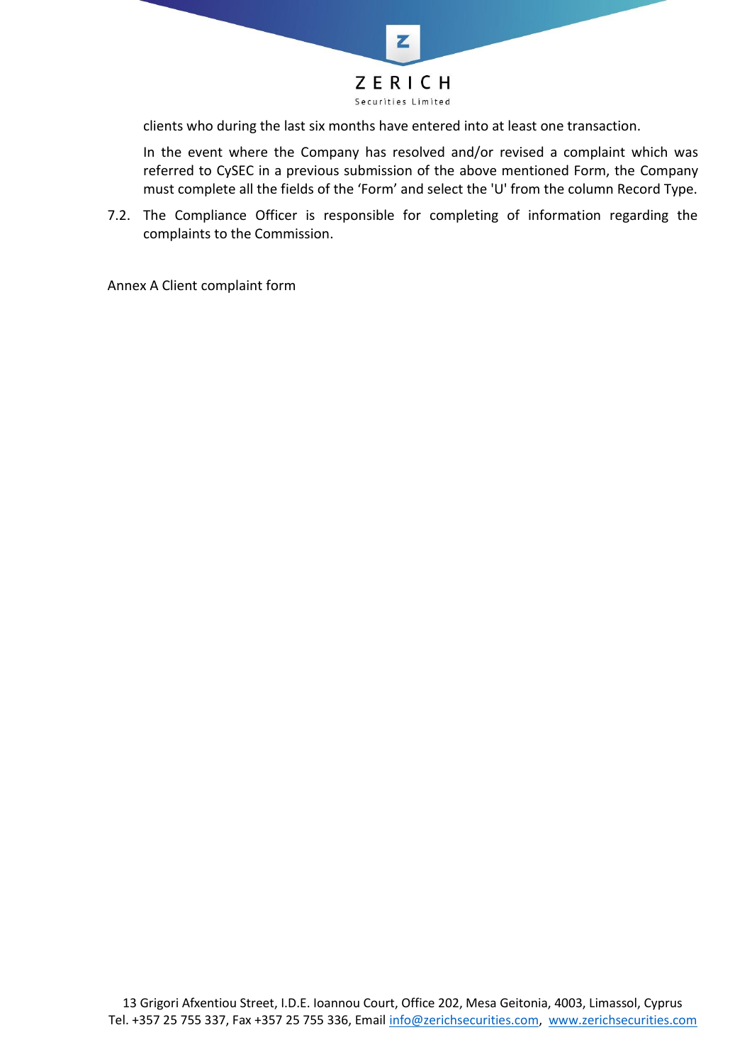clients who during the last six months have entered into at least one transaction.

In the event where the Company has resolved and/or revised a complaint which was referred to CySEC in a previous submission of the above mentioned Form, the Company must complete all the fields of the 'Form' and select the 'U' from the column Record Type.

7.2. The Compliance Officer is responsible for completing of information regarding the complaints to the Commission.

Annex A Client complaint form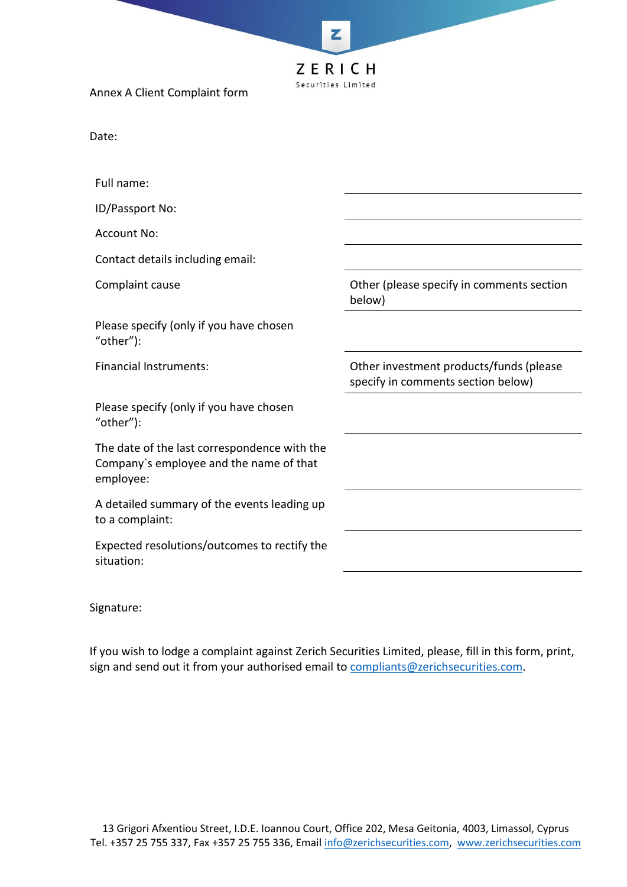ZERICH Securities Limited

Annex A Client Complaint form

Date:

| | |
|---|---|
| Full name: | |
| ID/Passport No: | |
| Account No: | |
| Contact details including email: | |
| Complaint cause | Other (please specify in comments section below) |
| Please specify (only if you have chosen "other"): | |
| Financial Instruments: | Other investment products/funds (please specify in comments section below) |
| Please specify (only if you have chosen "other"): | |
| The date of the last correspondence with the Company`s employee and the name of that employee: | |
| A detailed summary of the events leading up to a complaint: | |
| Expected resolutions/outcomes to rectify the situation: | |

Signature:

If you wish to lodge a complaint against Zerich Securities Limited, please, fill in this form, print, sign and send out it from your authorised email to compliants@zerichsecurities.com.

13 Grigori Afxentiou Street, I.D.E. Ioannou Court, Office 202, Mesa Geitonia, 4003, Limassol, Cyprus
Tel. +357 25 755 337, Fax +357 25 755 336, Email info@zerichsecurities.com, www.zerichsecurities.com